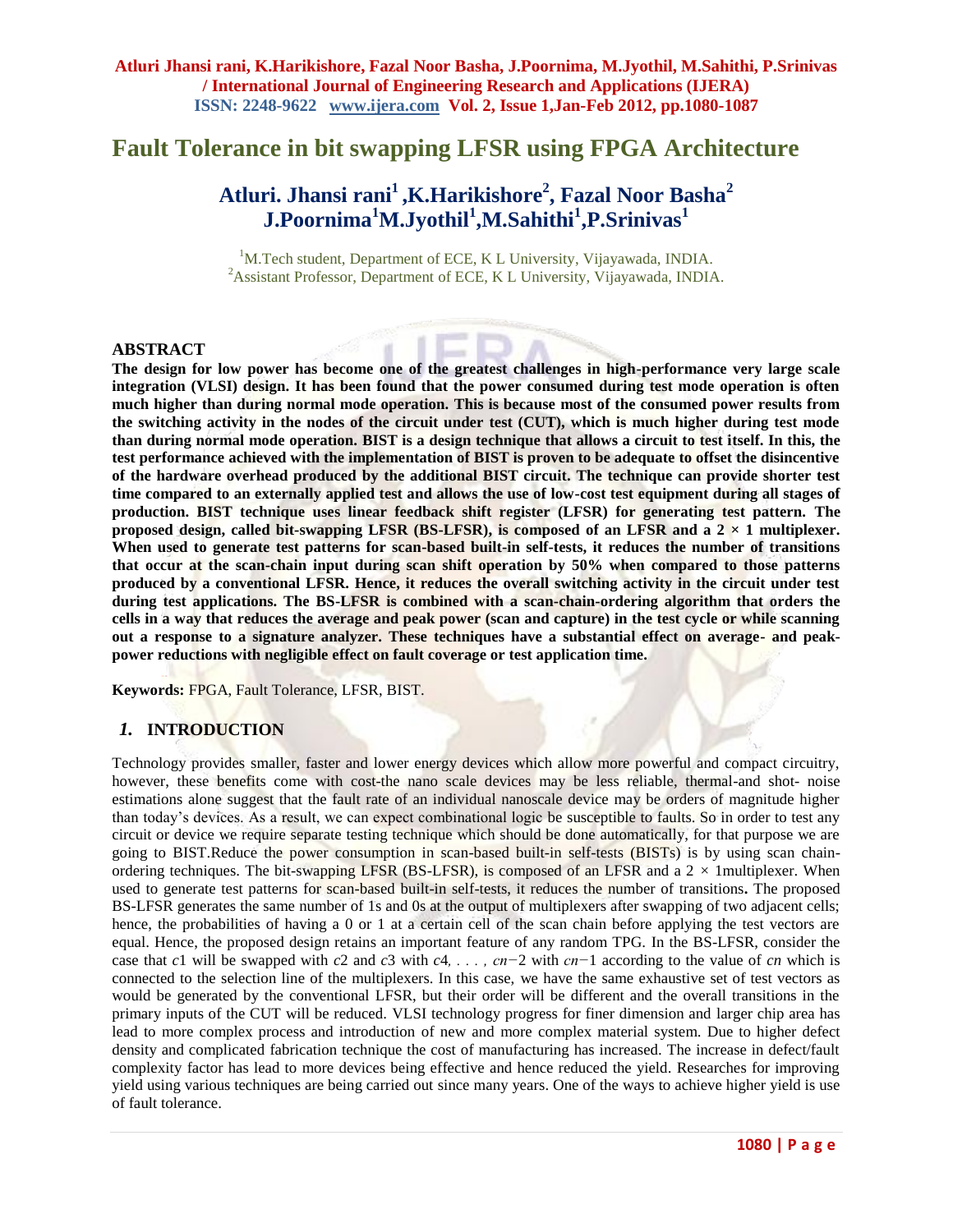# Fault Tolerance in bit swapping LFSR using FPGA Architecture

## Atluri. Jhansi rani[1], K.Harikishore[2], Fazal Noor Basha[2] J.Poornima[1] M.Jyothil[1], M.Sahithi[1], P.Srinivas[1]

[1]M.Tech student, Department of ECE, K L University, Vijayawada, INDIA.
[2]Assistant Professor, Department of ECE, K L University, Vijayawada, INDIA.

### ABSTRACT

**The design for low power has become one of the greatest challenges in high-performance very large scale integration (VLSI) design. It has been found that the power consumed during test mode operation is often much higher than during normal mode operation. This is because most of the consumed power results from the switching activity in the nodes of the circuit under test (CUT), which is much higher during test mode than during normal mode operation. BIST is a design technique that allows a circuit to test itself. In this, the test performance achieved with the implementation of BIST is proven to be adequate to offset the disincentive of the hardware overhead produced by the additional BIST circuit. The technique can provide shorter test time compared to an externally applied test and allows the use of low-cost test equipment during all stages of production. BIST technique uses linear feedback shift register (LFSR) for generating test pattern. The proposed design, called bit-swapping LFSR (BS-LFSR), is composed of an LFSR and a 2 × 1 multiplexer. When used to generate test patterns for scan-based built-in self-tests, it reduces the number of transitions that occur at the scan-chain input during scan shift operation by 50% when compared to those patterns produced by a conventional LFSR. Hence, it reduces the overall switching activity in the circuit under test during test applications. The BS-LFSR is combined with a scan-chain-ordering algorithm that orders the cells in a way that reduces the average and peak power (scan and capture) in the test cycle or while scanning out a response to a signature analyzer. These techniques have a substantial effect on average- and peak-power reductions with negligible effect on fault coverage or test application time.**

**Keywords:** FPGA, Fault Tolerance, LFSR, BIST.

## *1.* INTRODUCTION

Technology provides smaller, faster and lower energy devices which allow more powerful and compact circuitry, however, these benefits come with cost-the nano scale devices may be less reliable, thermal-and shot- noise estimations alone suggest that the fault rate of an individual nanoscale device may be orders of magnitude higher than today's devices. As a result, we can expect combinational logic be susceptible to faults. So in order to test any circuit or device we require separate testing technique which should be done automatically, for that purpose we are going to BIST.Reduce the power consumption in scan-based built-in self-tests (BISTs) is by using scan chain-ordering techniques. The bit-swapping LFSR (BS-LFSR), is composed of an LFSR and a 2 × 1multiplexer. When used to generate test patterns for scan-based built-in self-tests, it reduces the number of transitions**.** The proposed BS-LFSR generates the same number of 1s and 0s at the output of multiplexers after swapping of two adjacent cells; hence, the probabilities of having a 0 or 1 at a certain cell of the scan chain before applying the test vectors are equal. Hence, the proposed design retains an important feature of any random TPG. In the BS-LFSR, consider the case that $c1$ will be swapped with $c2$ and $c3$ with $c4, \ldots, cn-2$ with $cn-1$ according to the value of $cn$ which is connected to the selection line of the multiplexers. In this case, we have the same exhaustive set of test vectors as would be generated by the conventional LFSR, but their order will be different and the overall transitions in the primary inputs of the CUT will be reduced. VLSI technology progress for finer dimension and larger chip area has lead to more complex process and introduction of new and more complex material system. Due to higher defect density and complicated fabrication technique the cost of manufacturing has increased. The increase in defect/fault complexity factor has lead to more devices being effective and hence reduced the yield. Researches for improving yield using various techniques are being carried out since many years. One of the ways to achieve higher yield is use of fault tolerance.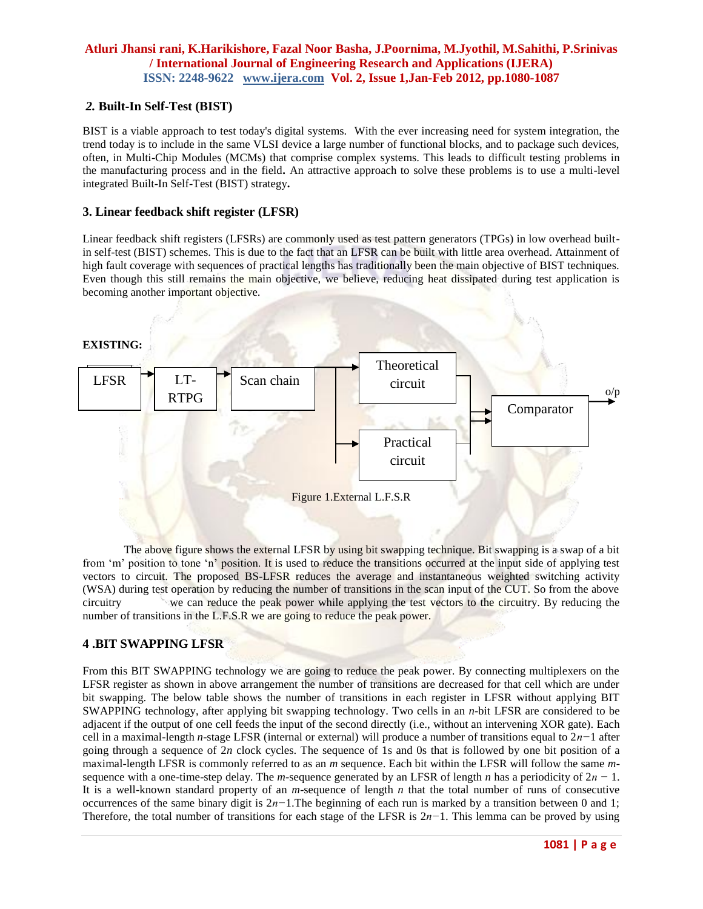## *2.* Built-In Self-Test (BIST)

BIST is a viable approach to test today's digital systems. With the ever increasing need for system integration, the trend today is to include in the same VLSI device a large number of functional blocks, and to package such devices, often, in Multi-Chip Modules (MCMs) that comprise complex systems. This leads to difficult testing problems in the manufacturing process and in the field**.** An attractive approach to solve these problems is to use a multi-level integrated Built-In Self-Test (BIST) strategy**.**

## 3. Linear feedback shift register (LFSR)

Linear feedback shift registers (LFSRs) are commonly used as test pattern generators (TPGs) in low overhead built-in self-test (BIST) schemes. This is due to the fact that an LFSR can be built with little area overhead. Attainment of high fault coverage with sequences of practical lengths has traditionally been the main objective of BIST techniques. Even though this still remains the main objective, we believe, reducing heat dissipated during test application is becoming another important objective.

**EXISTING:**

LFSR → LT-RTPG → Scan chain → Theoretical circuit / Practical circuit → Comparator → o/p

Figure 1.External L.F.S.R

The above figure shows the external LFSR by using bit swapping technique. Bit swapping is a swap of a bit from 'm' position to tone 'n' position. It is used to reduce the transitions occurred at the input side of applying test vectors to circuit. The proposed BS-LFSR reduces the average and instantaneous weighted switching activity (WSA) during test operation by reducing the number of transitions in the scan input of the CUT. So from the above circuitry we can reduce the peak power while applying the test vectors to the circuitry. By reducing the number of transitions in the L.F.S.R we are going to reduce the peak power.

## 4 .BIT SWAPPING LFSR

From this BIT SWAPPING technology we are going to reduce the peak power. By connecting multiplexers on the LFSR register as shown in above arrangement the number of transitions are decreased for that cell which are under bit swapping. The below table shows the number of transitions in each register in LFSR without applying BIT SWAPPING technology, after applying bit swapping technology. Two cells in an *n*-bit LFSR are considered to be adjacent if the output of one cell feeds the input of the second directly (i.e., without an intervening XOR gate). Each cell in a maximal-length *n*-stage LFSR (internal or external) will produce a number of transitions equal to $2n-1$ after going through a sequence of $2n$ clock cycles. The sequence of 1s and 0s that is followed by one bit position of a maximal-length LFSR is commonly referred to as an *m* sequence. Each bit within the LFSR will follow the same *m*-sequence with a one-time-step delay. The *m*-sequence generated by an LFSR of length *n* has a periodicity of $2n - 1$. It is a well-known standard property of an *m*-sequence of length *n* that the total number of runs of consecutive occurrences of the same binary digit is $2n-1$.The beginning of each run is marked by a transition between 0 and 1; Therefore, the total number of transitions for each stage of the LFSR is $2n-1$. This lemma can be proved by using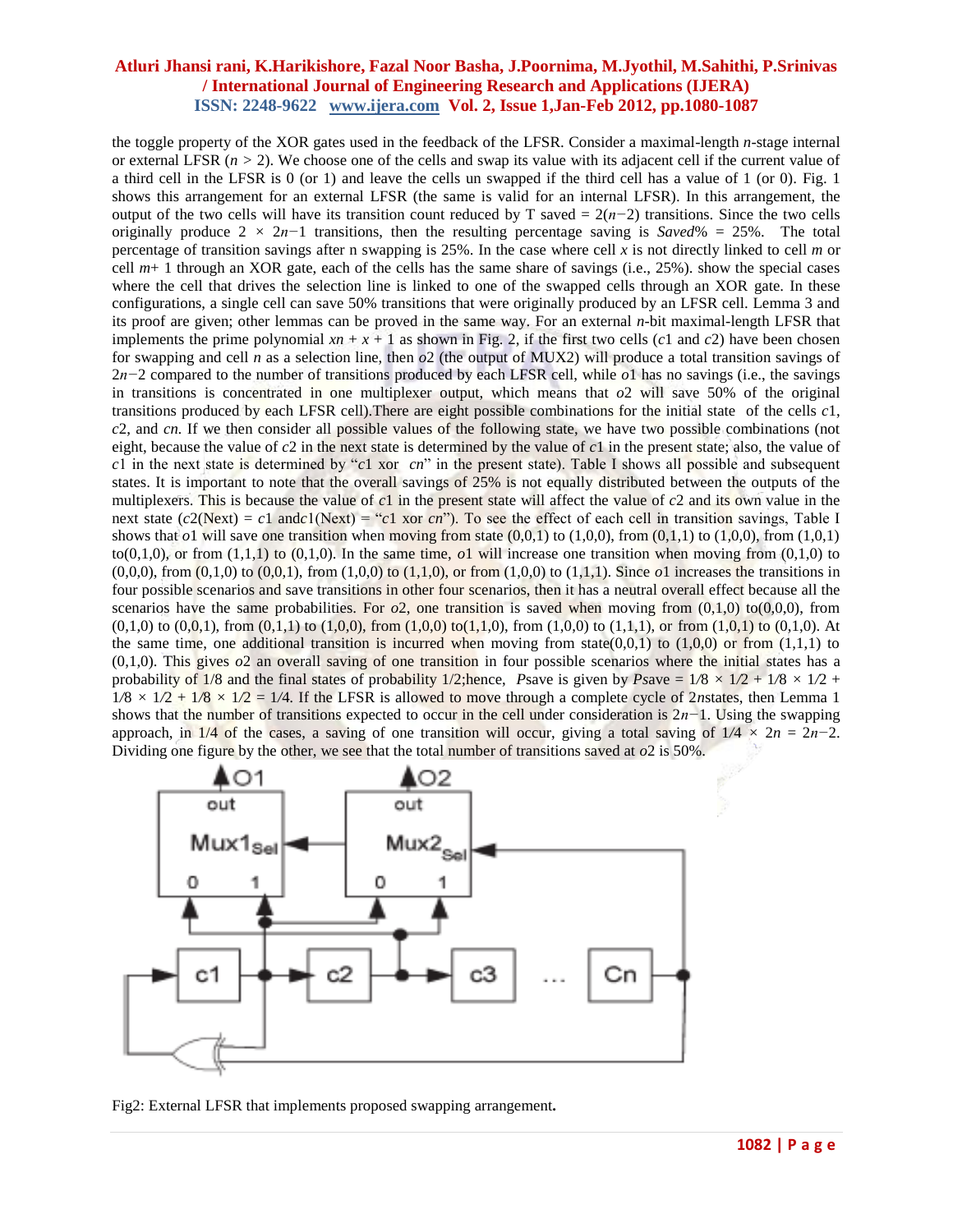the toggle property of the XOR gates used in the feedback of the LFSR. Consider a maximal-length $n$-stage internal or external LFSR ($n > 2$). We choose one of the cells and swap its value with its adjacent cell if the current value of a third cell in the LFSR is 0 (or 1) and leave the cells un swapped if the third cell has a value of 1 (or 0). Fig. 1 shows this arrangement for an external LFSR (the same is valid for an internal LFSR). In this arrangement, the output of the two cells will have its transition count reduced by T saved = $2(n-2)$ transitions. Since the two cells originally produce $2 \times 2n-1$ transitions, then the resulting percentage saving is *Saved*% = 25%. The total percentage of transition savings after n swapping is 25%. In the case where cell $x$ is not directly linked to cell $m$ or cell $m+1$ through an XOR gate, each of the cells has the same share of savings (i.e., 25%). show the special cases where the cell that drives the selection line is linked to one of the swapped cells through an XOR gate. In these configurations, a single cell can save 50% transitions that were originally produced by an LFSR cell. Lemma 3 and its proof are given; other lemmas can be proved in the same way. For an external $n$-bit maximal-length LFSR that implements the prime polynomial $xn + x + 1$ as shown in Fig. 2, if the first two cells ($c1$ and $c2$) have been chosen for swapping and cell $n$ as a selection line, then $o2$ (the output of MUX2) will produce a total transition savings of $2n-2$ compared to the number of transitions produced by each LFSR cell, while $o1$ has no savings (i.e., the savings in transitions is concentrated in one multiplexer output, which means that $o2$ will save 50% of the original transitions produced by each LFSR cell).There are eight possible combinations for the initial state of the cells $c1$, $c2$, and $cn$. If we then consider all possible values of the following state, we have two possible combinations (not eight, because the value of $c2$ in the next state is determined by the value of $c1$ in the present state; also, the value of $c1$ in the next state is determined by "$c1$ xor $cn$" in the present state). Table I shows all possible and subsequent states. It is important to note that the overall savings of 25% is not equally distributed between the outputs of the multiplexers. This is because the value of $c1$ in the present state will affect the value of $c2$ and its own value in the next state ($c2$(Next) = $c1$ and$c1$(Next) = "$c1$ xor $cn$"). To see the effect of each cell in transition savings, Table I shows that $o1$ will save one transition when moving from state (0,0,1) to (1,0,0), from (0,1,1) to (1,0,0), from (1,0,1) to(0,1,0), or from (1,1,1) to (0,1,0). In the same time, $o1$ will increase one transition when moving from (0,1,0) to (0,0,0), from (0,1,0) to (0,0,1), from (1,0,0) to (1,1,0), or from (1,0,0) to (1,1,1). Since $o1$ increases the transitions in four possible scenarios and save transitions in other four scenarios, then it has a neutral overall effect because all the scenarios have the same probabilities. For $o2$, one transition is saved when moving from (0,1,0) to(0,0,0), from (0,1,0) to (0,0,1), from (0,1,1) to (1,0,0), from (1,0,0) to(1,1,0), from (1,0,0) to (1,1,1), or from (1,0,1) to (0,1,0). At the same time, one additional transition is incurred when moving from state(0,0,1) to (1,0,0) or from (1,1,1) to (0,1,0). This gives $o2$ an overall saving of one transition in four possible scenarios where the initial states has a probability of 1/8 and the final states of probability 1/2;hence, *P*save is given by *P*save = $1/8 \times 1/2 + 1/8 \times 1/2 + 1/8 \times 1/2 + 1/8 \times 1/2 = 1/4$. If the LFSR is allowed to move through a complete cycle of $2n$states, then Lemma 1 shows that the number of transitions expected to occur in the cell under consideration is $2n-1$. Using the swapping approach, in 1/4 of the cases, a saving of one transition will occur, giving a total saving of $1/4 \times 2n = 2n-2$. Dividing one figure by the other, we see that the total number of transitions saved at $o2$ is 50%.

Fig2: External LFSR that implements proposed swapping arrangement**.**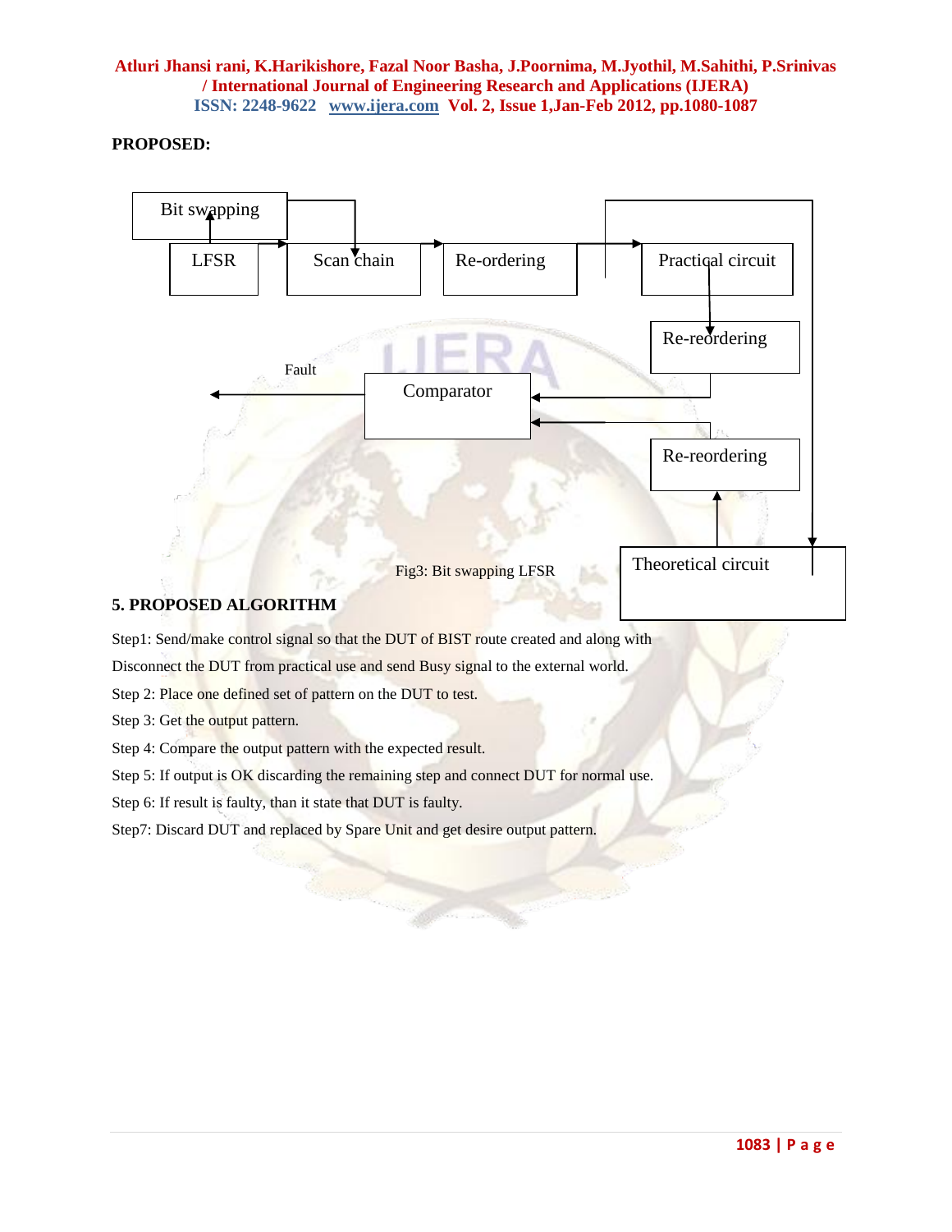**PROPOSED:**

Bit swapping

LFSR

Scan chain

Re-ordering

Practical circuit

Re-reordering

Fault

Comparator

Re-reordering

Theoretical circuit

Fig3: Bit swapping LFSR

## 5. PROPOSED ALGORITHM

Step1: Send/make control signal so that the DUT of BIST route created and along with

Disconnect the DUT from practical use and send Busy signal to the external world.

Step 2: Place one defined set of pattern on the DUT to test.

Step 3: Get the output pattern.

Step 4: Compare the output pattern with the expected result.

Step 5: If output is OK discarding the remaining step and connect DUT for normal use.

Step 6: If result is faulty, than it state that DUT is faulty.

Step7: Discard DUT and replaced by Spare Unit and get desire output pattern.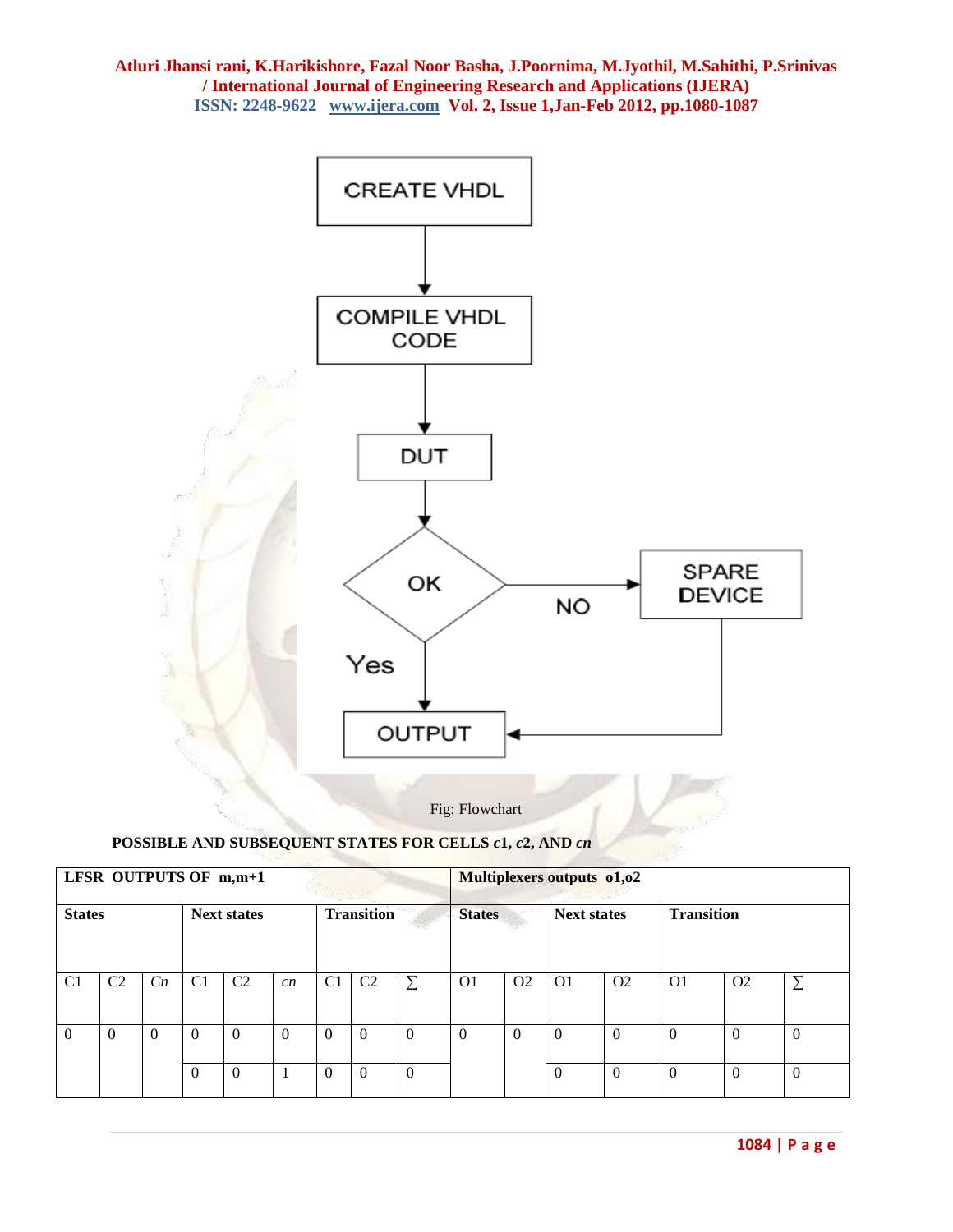Fig: Flowchart

**POSSIBLE AND SUBSEQUENT STATES FOR CELLS *c*1, *c*2, AND *cn***

| LFSR OUTPUTS OF m,m+1 | | | | | | | | | Multiplexers outputs o1,o2 | | | | | | |
|---|---|---|---|---|---|---|---|---|---|---|---|---|---|---|---|
| States | | | Next states | | | Transition | | | States | | Next states | | Transition | | |
| C1 | C2 | *Cn* | C1 | C2 | *cn* | C1 | C2 | ∑ | O1 | O2 | O1 | O2 | O1 | O2 | ∑ |
| 0 | 0 | 0 | 0 | 0 | 0 | 0 | 0 | 0 | 0 | 0 | 0 | 0 | 0 | 0 | 0 |
| | | | 0 | 0 | 1 | 0 | 0 | 0 | | | 0 | 0 | 0 | 0 | 0 |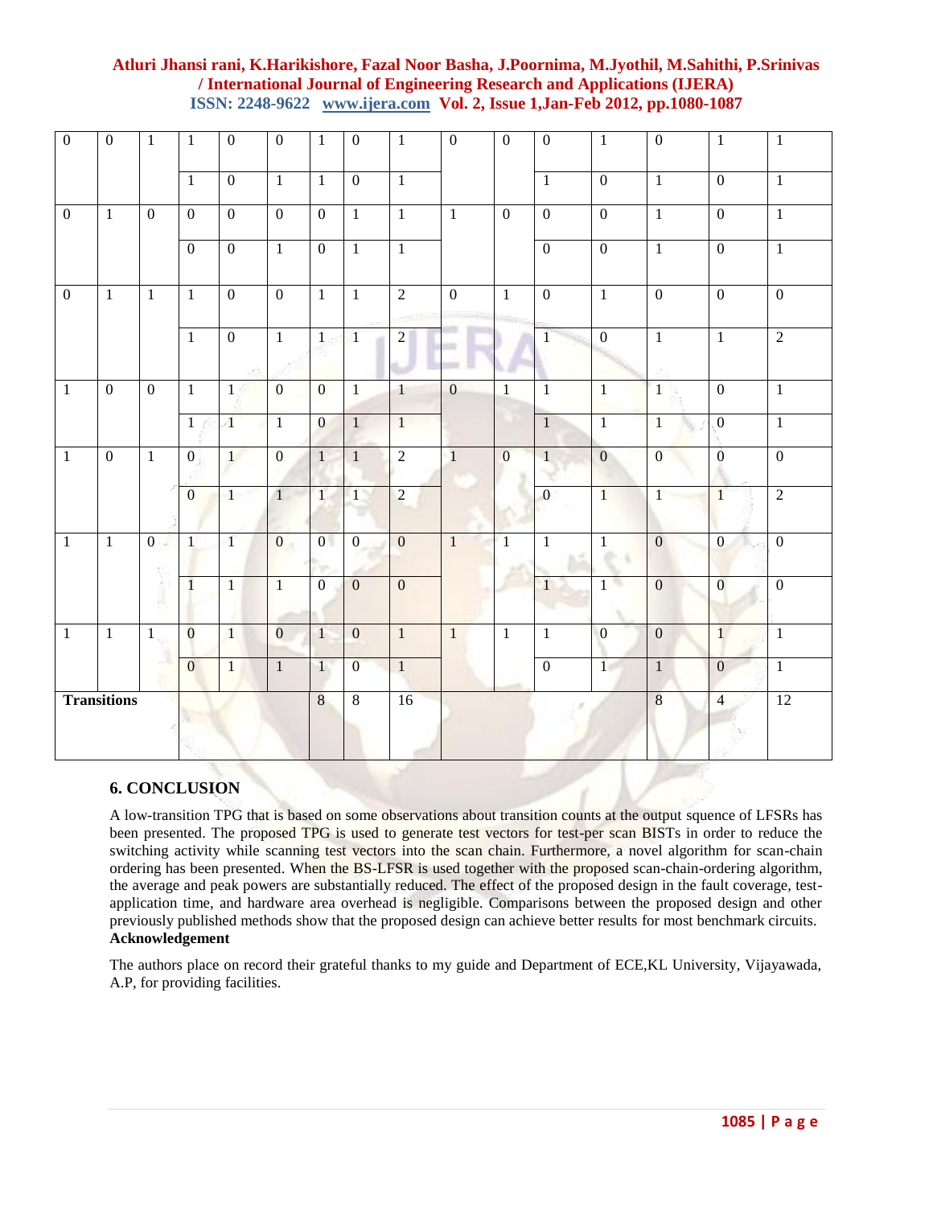| 0 | 0 | 1 | 1 | 0 | 0 | 1 | 0 | 1 | 0 | 0 | 0 | 1 | 0 | 1 | 1 |
|---|---|---|---|---|---|---|---|---|---|---|---|---|---|---|---|
| | | | 1 | 0 | 1 | 1 | 0 | 1 | | | 1 | 0 | 1 | 0 | 1 |
| 0 | 1 | 0 | 0 | 0 | 0 | 0 | 1 | 1 | 1 | 0 | 0 | 0 | 1 | 0 | 1 |
| | | | 0 | 0 | 1 | 0 | 1 | 1 | | | 0 | 0 | 1 | 0 | 1 |
| 0 | 1 | 1 | 1 | 0 | 0 | 1 | 1 | 2 | 0 | 1 | 0 | 1 | 0 | 0 | 0 |
| | | | 1 | 0 | 1 | 1 | 1 | 2 | | | 1 | 0 | 1 | 1 | 2 |
| 1 | 0 | 0 | 1 | 1 | 0 | 0 | 1 | 1 | 0 | 1 | 1 | 1 | 1 | 0 | 1 |
| | | | 1 | 1 | 1 | 0 | 1 | 1 | | | 1 | 1 | 1 | 0 | 1 |
| 1 | 0 | 1 | 0 | 1 | 0 | 1 | 1 | 2 | 1 | 0 | 1 | 0 | 0 | 0 | 0 |
| | | | 0 | 1 | 1 | 1 | 1 | 2 | | | 0 | 1 | 1 | 1 | 2 |
| 1 | 1 | 0 | 1 | 1 | 0 | 0 | 0 | 0 | 1 | 1 | 1 | 1 | 0 | 0 | 0 |
| | | | 1 | 1 | 1 | 0 | 0 | 0 | | | 1 | 1 | 0 | 0 | 0 |
| 1 | 1 | 1 | 0 | 1 | 0 | 1 | 0 | 1 | 1 | 1 | 1 | 0 | 0 | 1 | 1 |
| | | | 0 | 1 | 1 | 1 | 0 | 1 | | | 0 | 1 | 1 | 0 | 1 |
| **Transitions** | | | | | | 8 | 8 | 16 | | | | | 8 | 4 | 12 |

## 6. CONCLUSION

A low-transition TPG that is based on some observations about transition counts at the output squence of LFSRs has been presented. The proposed TPG is used to generate test vectors for test-per scan BISTs in order to reduce the switching activity while scanning test vectors into the scan chain. Furthermore, a novel algorithm for scan-chain ordering has been presented. When the BS-LFSR is used together with the proposed scan-chain-ordering algorithm, the average and peak powers are substantially reduced. The effect of the proposed design in the fault coverage, test-application time, and hardware area overhead is negligible. Comparisons between the proposed design and other previously published methods show that the proposed design can achieve better results for most benchmark circuits.

**Acknowledgement**

The authors place on record their grateful thanks to my guide and Department of ECE,KL University, Vijayawada, A.P, for providing facilities.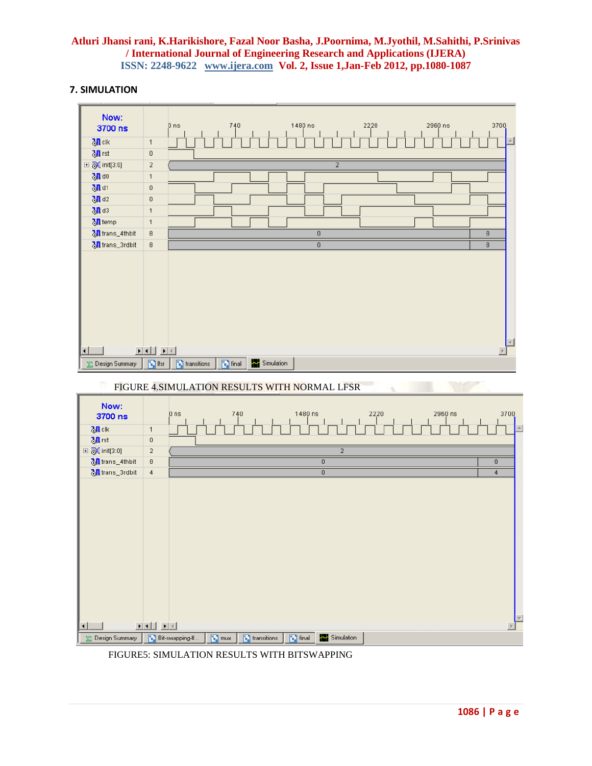## 7. SIMULATION

FIGURE 4.SIMULATION RESULTS WITH NORMAL LFSR

FIGURE5: SIMULATION RESULTS WITH BITSWAPPING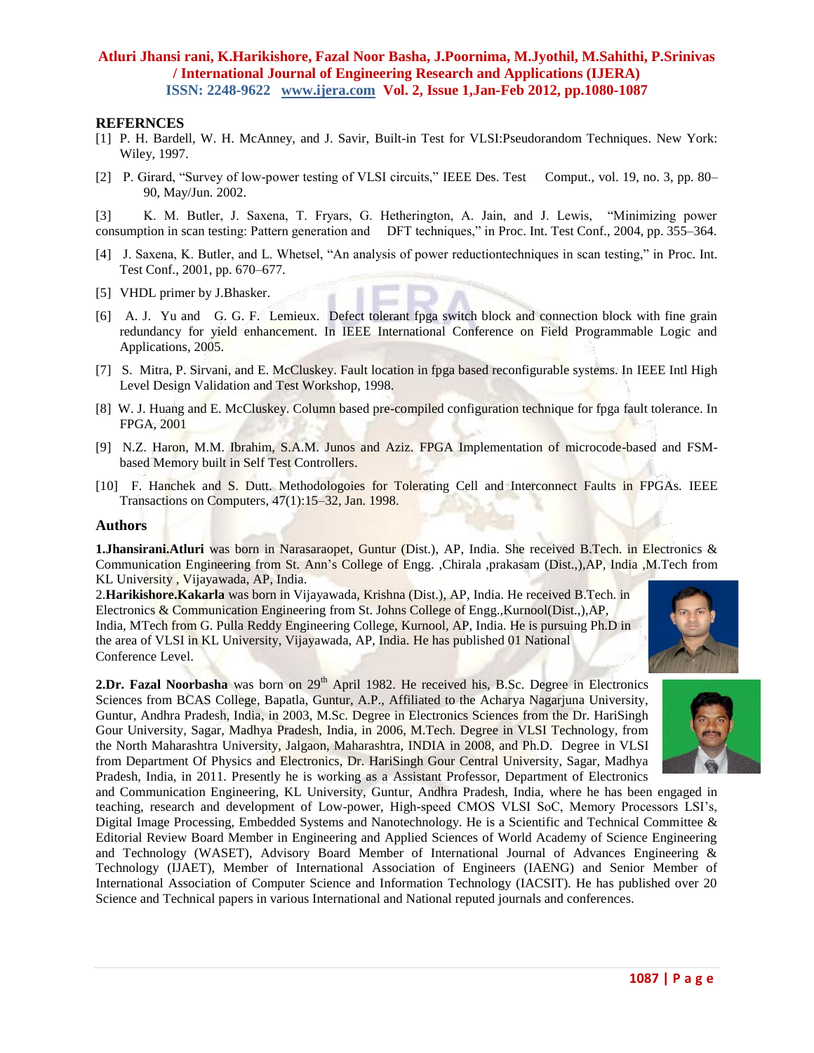## REFERNCES

[1] P. H. Bardell, W. H. McAnney, and J. Savir, Built-in Test for VLSI:Pseudorandom Techniques. New York: Wiley, 1997.

[2] P. Girard, "Survey of low-power testing of VLSI circuits," IEEE Des. Test Comput., vol. 19, no. 3, pp. 80–90, May/Jun. 2002.

[3] K. M. Butler, J. Saxena, T. Fryars, G. Hetherington, A. Jain, and J. Lewis, "Minimizing power consumption in scan testing: Pattern generation and DFT techniques," in Proc. Int. Test Conf., 2004, pp. 355–364.

[4] J. Saxena, K. Butler, and L. Whetsel, "An analysis of power reductiontechniques in scan testing," in Proc. Int. Test Conf., 2001, pp. 670–677.

[5] VHDL primer by J.Bhasker.

[6] A. J. Yu and G. G. F. Lemieux. Defect tolerant fpga switch block and connection block with fine grain redundancy for yield enhancement. In IEEE International Conference on Field Programmable Logic and Applications, 2005.

[7] S. Mitra, P. Sirvani, and E. McCluskey. Fault location in fpga based reconfigurable systems. In IEEE Intl High Level Design Validation and Test Workshop, 1998.

[8] W. J. Huang and E. McCluskey. Column based pre-compiled configuration technique for fpga fault tolerance. In FPGA, 2001

[9] N.Z. Haron, M.M. Ibrahim, S.A.M. Junos and Aziz. FPGA Implementation of microcode-based and FSM-based Memory built in Self Test Controllers.

[10] F. Hanchek and S. Dutt. Methodologoies for Tolerating Cell and Interconnect Faults in FPGAs. IEEE Transactions on Computers, 47(1):15–32, Jan. 1998.

## Authors

**1.Jhansirani.Atluri** was born in Narasaraopet, Guntur (Dist.), AP, India. She received B.Tech. in Electronics & Communication Engineering from St. Ann's College of Engg. ,Chirala ,prakasam (Dist.,),AP, India ,M.Tech from KL University , Vijayawada, AP, India.

2.**Harikishore.Kakarla** was born in Vijayawada, Krishna (Dist.), AP, India. He received B.Tech. in Electronics & Communication Engineering from St. Johns College of Engg.,Kurnool(Dist.,),AP, India, MTech from G. Pulla Reddy Engineering College, Kurnool, AP, India. He is pursuing Ph.D in the area of VLSI in KL University, Vijayawada, AP, India. He has published 01 National Conference Level.

**2.Dr. Fazal Noorbasha** was born on 29th April 1982. He received his, B.Sc. Degree in Electronics Sciences from BCAS College, Bapatla, Guntur, A.P., Affiliated to the Acharya Nagarjuna University, Guntur, Andhra Pradesh, India, in 2003, M.Sc. Degree in Electronics Sciences from the Dr. HariSingh Gour University, Sagar, Madhya Pradesh, India, in 2006, M.Tech. Degree in VLSI Technology, from the North Maharashtra University, Jalgaon, Maharashtra, INDIA in 2008, and Ph.D. Degree in VLSI from Department Of Physics and Electronics, Dr. HariSingh Gour Central University, Sagar, Madhya Pradesh, India, in 2011. Presently he is working as a Assistant Professor, Department of Electronics and Communication Engineering, KL University, Guntur, Andhra Pradesh, India, where he has been engaged in teaching, research and development of Low-power, High-speed CMOS VLSI SoC, Memory Processors LSI's, Digital Image Processing, Embedded Systems and Nanotechnology. He is a Scientific and Technical Committee & Editorial Review Board Member in Engineering and Applied Sciences of World Academy of Science Engineering and Technology (WASET), Advisory Board Member of International Journal of Advances Engineering & Technology (IJAET), Member of International Association of Engineers (IAENG) and Senior Member of International Association of Computer Science and Information Technology (IACSIT). He has published over 20 Science and Technical papers in various International and National reputed journals and conferences.